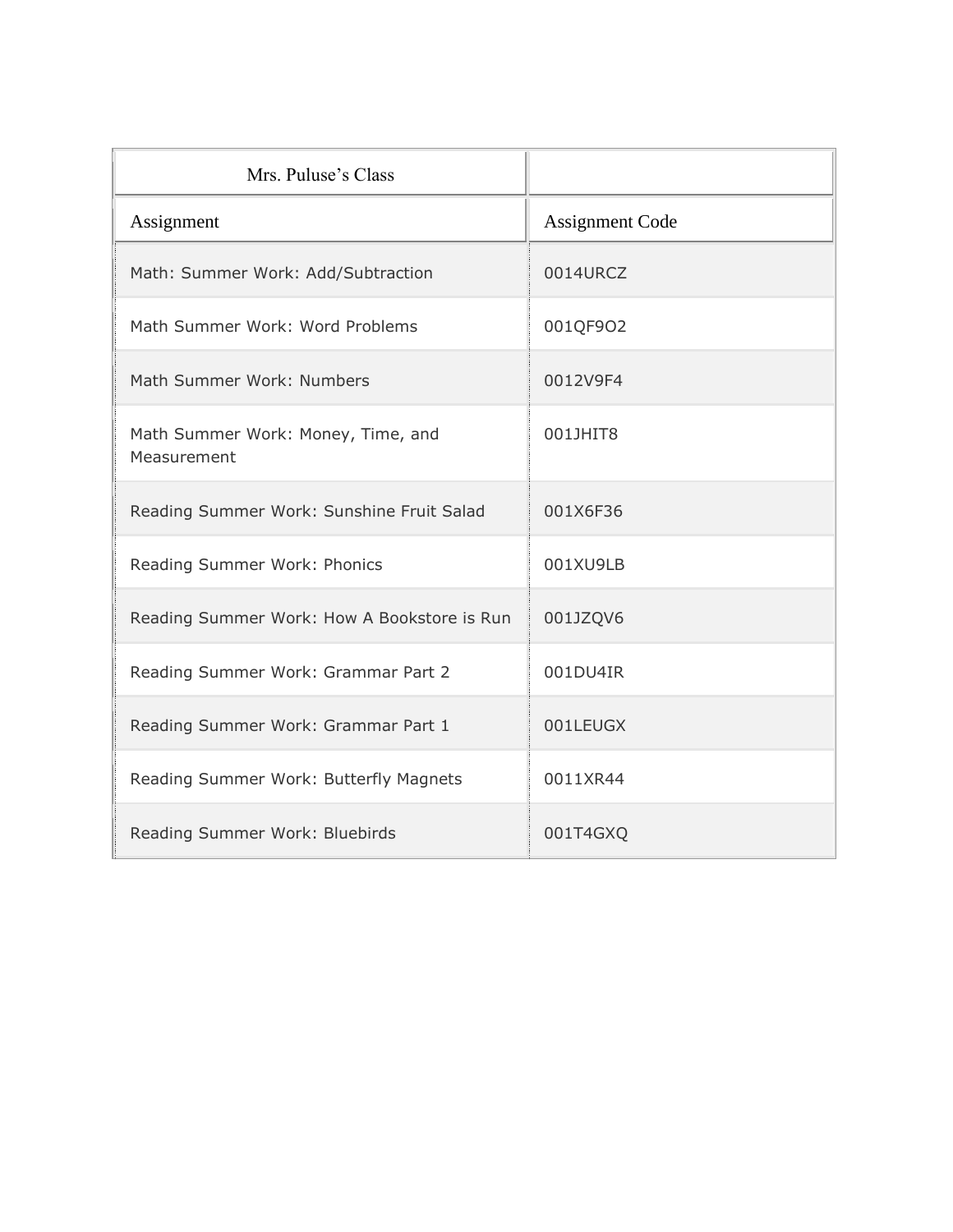| Mrs. Puluse's Class | |
|---|---|
| Assignment | Assignment Code |
| Math: Summer Work: Add/Subtraction | 0014URCZ |
| Math Summer Work: Word Problems | 001QF9O2 |
| Math Summer Work: Numbers | 0012V9F4 |
| Math Summer Work: Money, Time, and Measurement | 001JHIT8 |
| Reading Summer Work: Sunshine Fruit Salad | 001X6F36 |
| Reading Summer Work: Phonics | 001XU9LB |
| Reading Summer Work: How A Bookstore is Run | 001JZQV6 |
| Reading Summer Work: Grammar Part 2 | 001DU4IR |
| Reading Summer Work: Grammar Part 1 | 001LEUGX |
| Reading Summer Work: Butterfly Magnets | 0011XR44 |
| Reading Summer Work: Bluebirds | 001T4GXQ |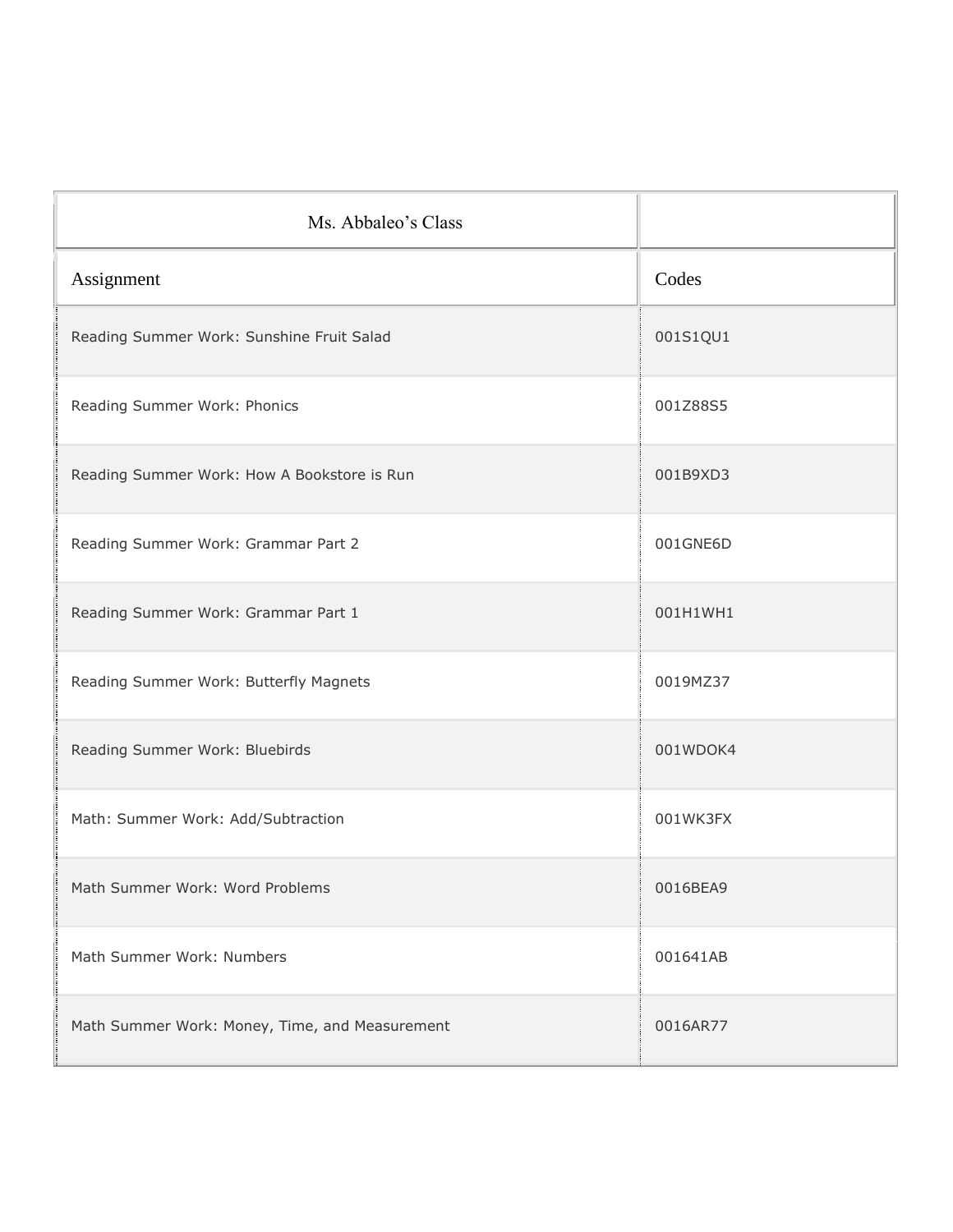| Ms. Abbaleo's Class | |
|---|---|
| Assignment | Codes |
| Reading Summer Work: Sunshine Fruit Salad | 001S1QU1 |
| Reading Summer Work: Phonics | 001Z88S5 |
| Reading Summer Work: How A Bookstore is Run | 001B9XD3 |
| Reading Summer Work: Grammar Part 2 | 001GNE6D |
| Reading Summer Work: Grammar Part 1 | 001H1WH1 |
| Reading Summer Work: Butterfly Magnets | 0019MZ37 |
| Reading Summer Work: Bluebirds | 001WDOK4 |
| Math: Summer Work: Add/Subtraction | 001WK3FX |
| Math Summer Work: Word Problems | 0016BEA9 |
| Math Summer Work: Numbers | 001641AB |
| Math Summer Work: Money, Time, and Measurement | 0016AR77 |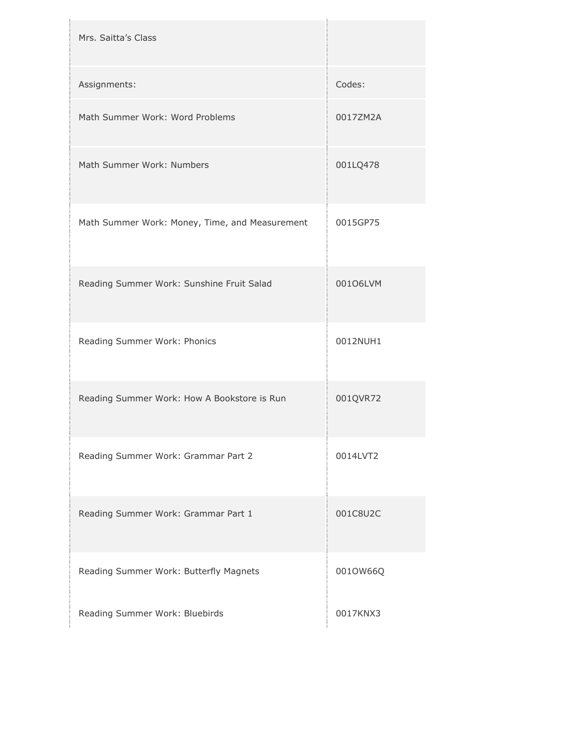| Mrs. Saitta's Class | |
|---|---|
| Assignments: | Codes: |
| Math Summer Work: Word Problems | 0017ZM2A |
| Math Summer Work: Numbers | 001LQ478 |
| Math Summer Work: Money, Time, and Measurement | 0015GP75 |
| Reading Summer Work: Sunshine Fruit Salad | 001O6LVM |
| Reading Summer Work: Phonics | 0012NUH1 |
| Reading Summer Work: How A Bookstore is Run | 001QVR72 |
| Reading Summer Work: Grammar Part 2 | 0014LVT2 |
| Reading Summer Work: Grammar Part 1 | 001C8U2C |
| Reading Summer Work: Butterfly Magnets | 001OW66Q |
| Reading Summer Work: Bluebirds | 0017KNX3 |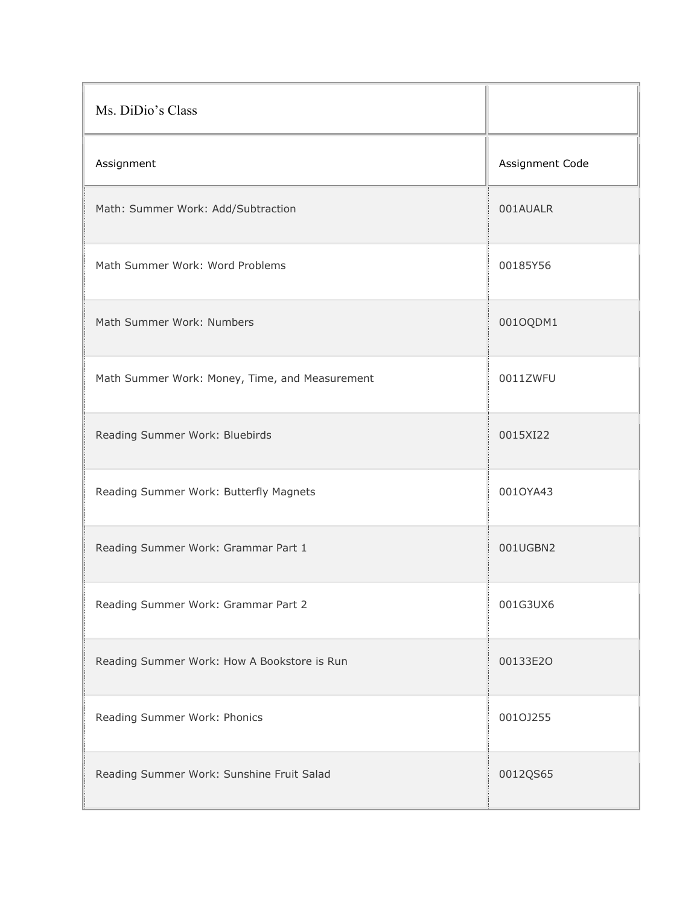| Ms. DiDio’s Class | |
|---|---|
| Assignment | Assignment Code |
| Math: Summer Work: Add/Subtraction | 001AUALR |
| Math Summer Work: Word Problems | 00185Y56 |
| Math Summer Work: Numbers | 001OQDM1 |
| Math Summer Work: Money, Time, and Measurement | 0011ZWFU |
| Reading Summer Work: Bluebirds | 0015XI22 |
| Reading Summer Work: Butterfly Magnets | 001OYA43 |
| Reading Summer Work: Grammar Part 1 | 001UGBN2 |
| Reading Summer Work: Grammar Part 2 | 001G3UX6 |
| Reading Summer Work: How A Bookstore is Run | 00133E2O |
| Reading Summer Work: Phonics | 001OJ255 |
| Reading Summer Work: Sunshine Fruit Salad | 0012QS65 |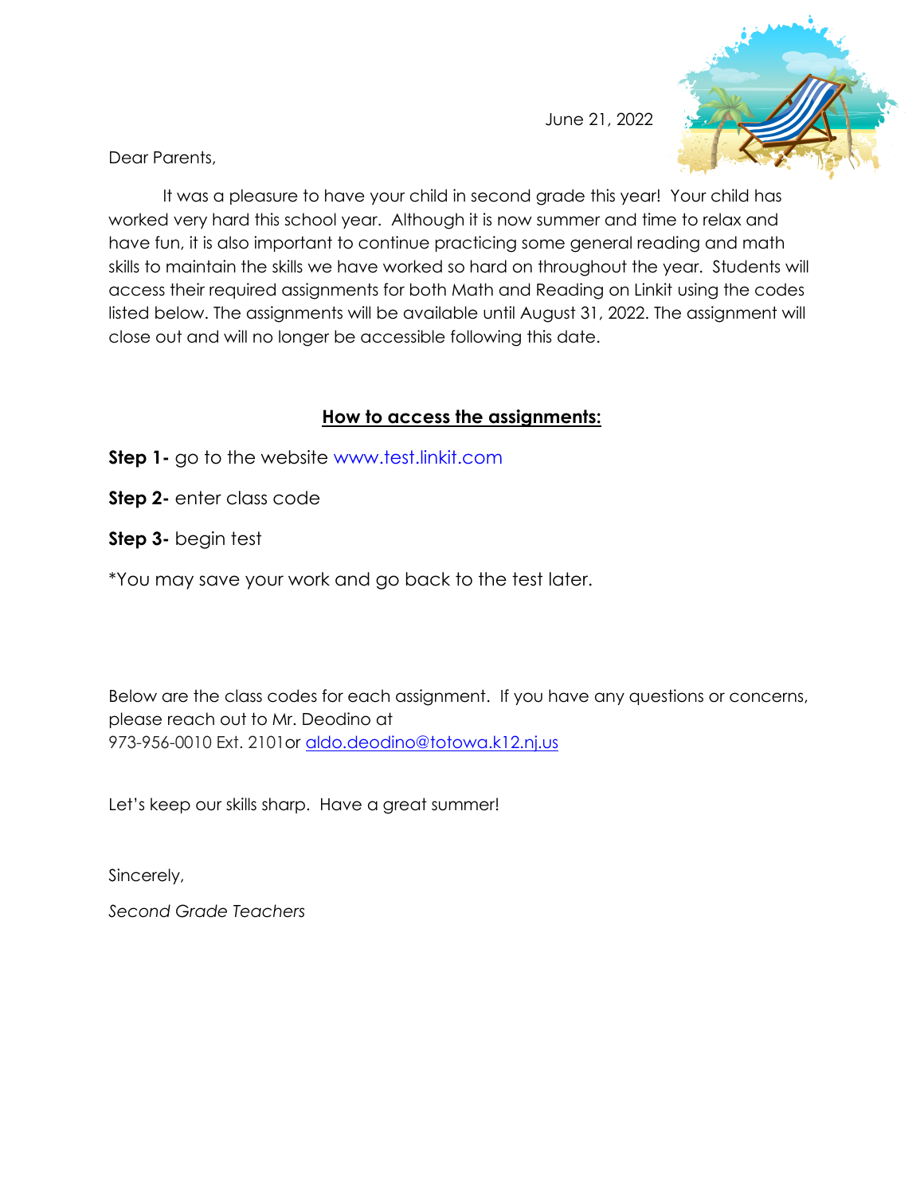June 21, 2022

Dear Parents,

It was a pleasure to have your child in second grade this year! Your child has worked very hard this school year. Although it is now summer and time to relax and have fun, it is also important to continue practicing some general reading and math skills to maintain the skills we have worked so hard on throughout the year. Students will access their required assignments for both Math and Reading on Linkit using the codes listed below. The assignments will be available until August 31, 2022. The assignment will close out and will no longer be accessible following this date.

## How to access the assignments:

**Step 1-** go to the website www.test.linkit.com

**Step 2-** enter class code

**Step 3-** begin test

*You may save your work and go back to the test later.

Below are the class codes for each assignment. If you have any questions or concerns, please reach out to Mr. Deodino at
973-956-0010 Ext. 2101or aldo.deodino@totowa.k12.nj.us

Let's keep our skills sharp. Have a great summer!

Sincerely,

*Second Grade Teachers*